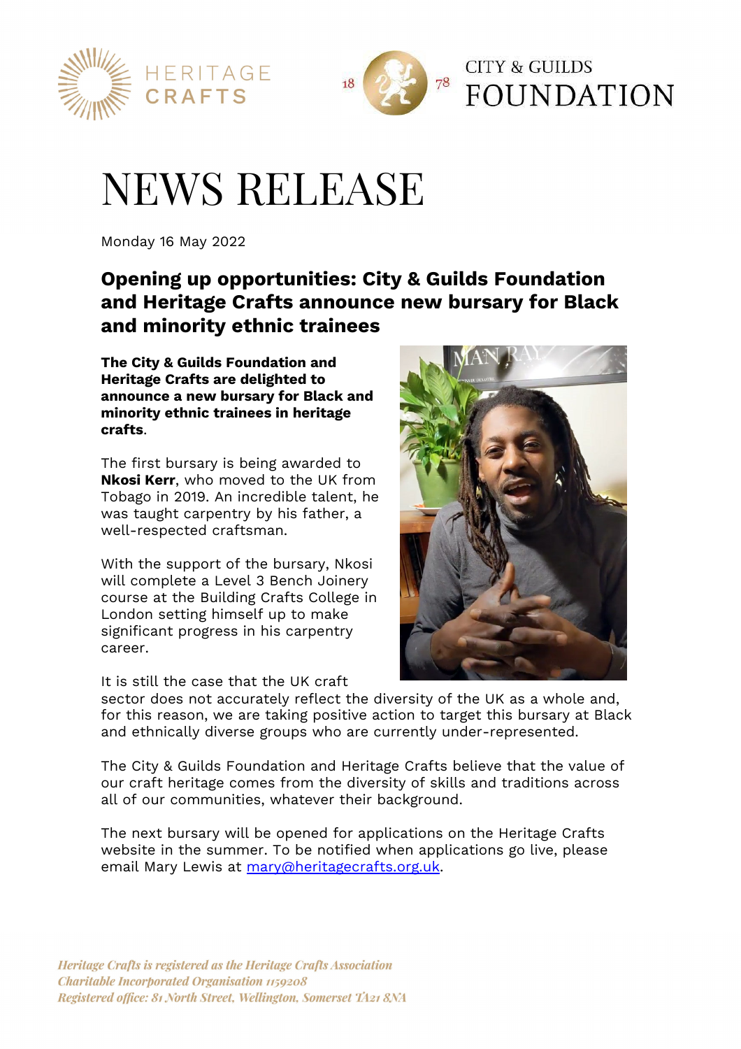# NEWS RELEASE

Monday 16 May 2022

## Opening up opportunities: City & Guilds Foundation and Heritage Crafts announce new bursary for Black and minority ethnic trainees

**The City & Guilds Foundation and Heritage Crafts are delighted to announce a new bursary for Black and minority ethnic trainees in heritage crafts**.

The first bursary is being awarded to **Nkosi Kerr**, who moved to the UK from Tobago in 2019. An incredible talent, he was taught carpentry by his father, a well-respected craftsman.

With the support of the bursary, Nkosi will complete a Level 3 Bench Joinery course at the Building Crafts College in London setting himself up to make significant progress in his carpentry career.

It is still the case that the UK craft sector does not accurately reflect the diversity of the UK as a whole and, for this reason, we are taking positive action to target this bursary at Black and ethnically diverse groups who are currently under-represented.

The City & Guilds Foundation and Heritage Crafts believe that the value of our craft heritage comes from the diversity of skills and traditions across all of our communities, whatever their background.

The next bursary will be opened for applications on the Heritage Crafts website in the summer. To be notified when applications go live, please email Mary Lewis at mary@heritagecrafts.org.uk.

*Heritage Crafts is registered as the Heritage Crafts Association*
*Charitable Incorporated Organisation 1159208*
*Registered office: 81 North Street, Wellington, Somerset TA21 8NA*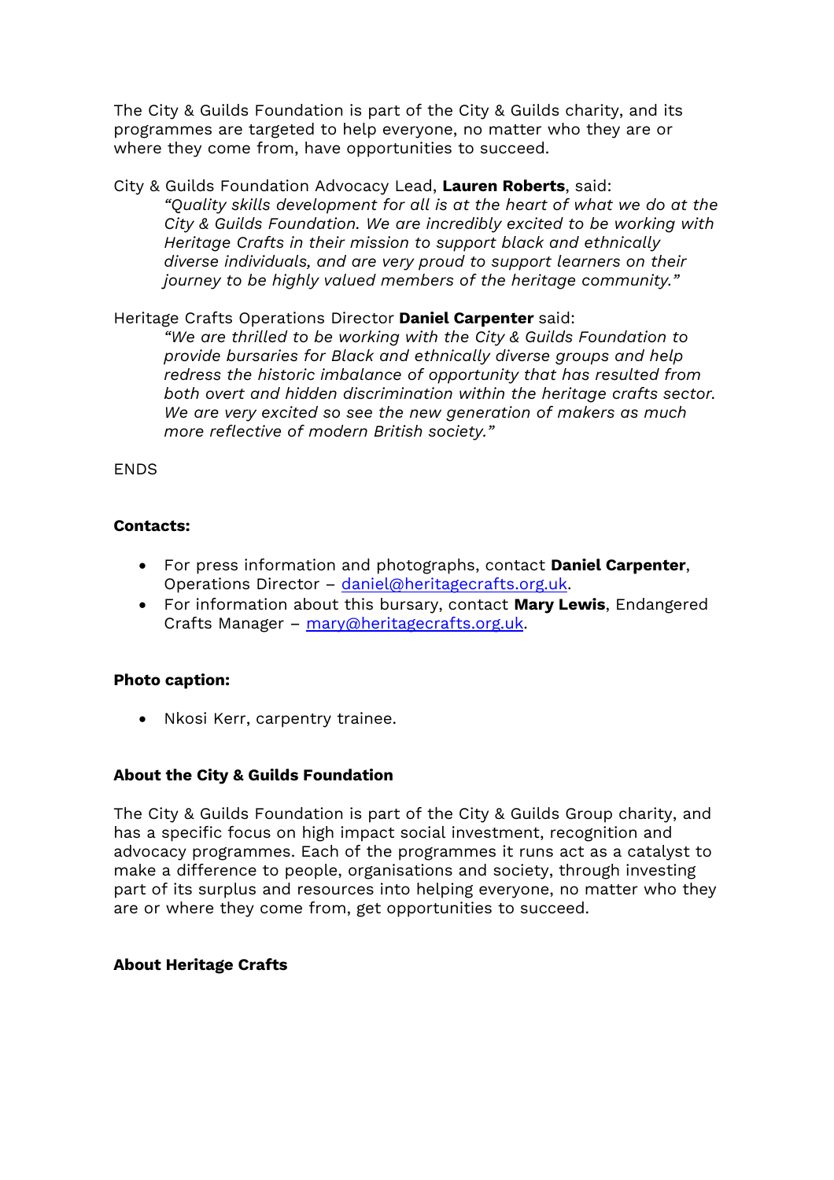The City & Guilds Foundation is part of the City & Guilds charity, and its programmes are targeted to help everyone, no matter who they are or where they come from, have opportunities to succeed.

City & Guilds Foundation Advocacy Lead, **Lauren Roberts**, said:

> *"Quality skills development for all is at the heart of what we do at the City & Guilds Foundation. We are incredibly excited to be working with Heritage Crafts in their mission to support black and ethnically diverse individuals, and are very proud to support learners on their journey to be highly valued members of the heritage community."*

Heritage Crafts Operations Director **Daniel Carpenter** said:

> *"We are thrilled to be working with the City & Guilds Foundation to provide bursaries for Black and ethnically diverse groups and help redress the historic imbalance of opportunity that has resulted from both overt and hidden discrimination within the heritage crafts sector. We are very excited so see the new generation of makers as much more reflective of modern British society."*

ENDS

**Contacts:**

- For press information and photographs, contact **Daniel Carpenter**, Operations Director – daniel@heritagecrafts.org.uk.
- For information about this bursary, contact **Mary Lewis**, Endangered Crafts Manager – mary@heritagecrafts.org.uk.

**Photo caption:**

- Nkosi Kerr, carpentry trainee.

**About the City & Guilds Foundation**

The City & Guilds Foundation is part of the City & Guilds Group charity, and has a specific focus on high impact social investment, recognition and advocacy programmes. Each of the programmes it runs act as a catalyst to make a difference to people, organisations and society, through investing part of its surplus and resources into helping everyone, no matter who they are or where they come from, get opportunities to succeed.

**About Heritage Crafts**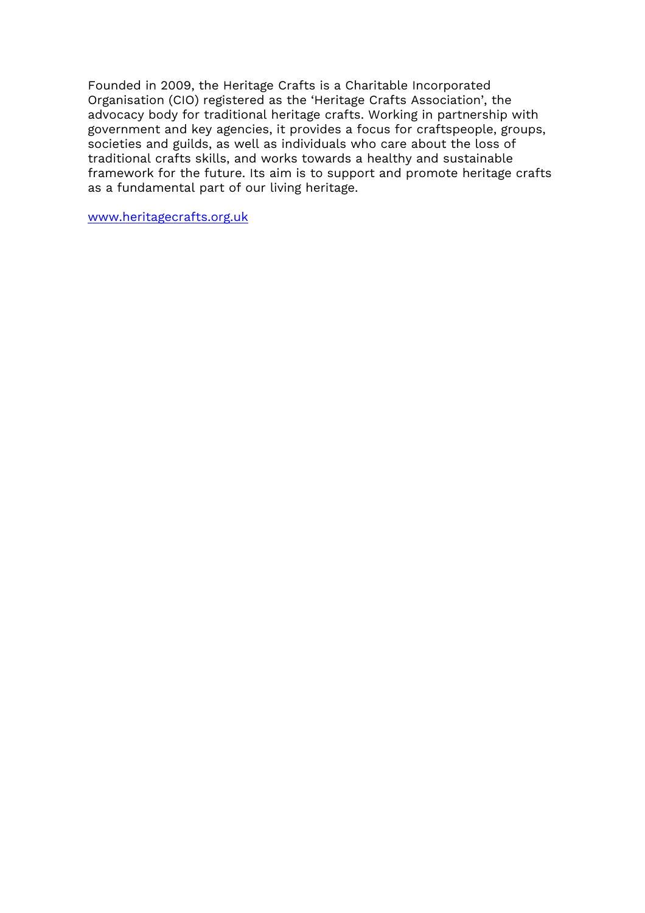Founded in 2009, the Heritage Crafts is a Charitable Incorporated Organisation (CIO) registered as the 'Heritage Crafts Association', the advocacy body for traditional heritage crafts. Working in partnership with government and key agencies, it provides a focus for craftspeople, groups, societies and guilds, as well as individuals who care about the loss of traditional crafts skills, and works towards a healthy and sustainable framework for the future. Its aim is to support and promote heritage crafts as a fundamental part of our living heritage.

[www.heritagecrafts.org.uk](http://www.heritagecrafts.org.uk)